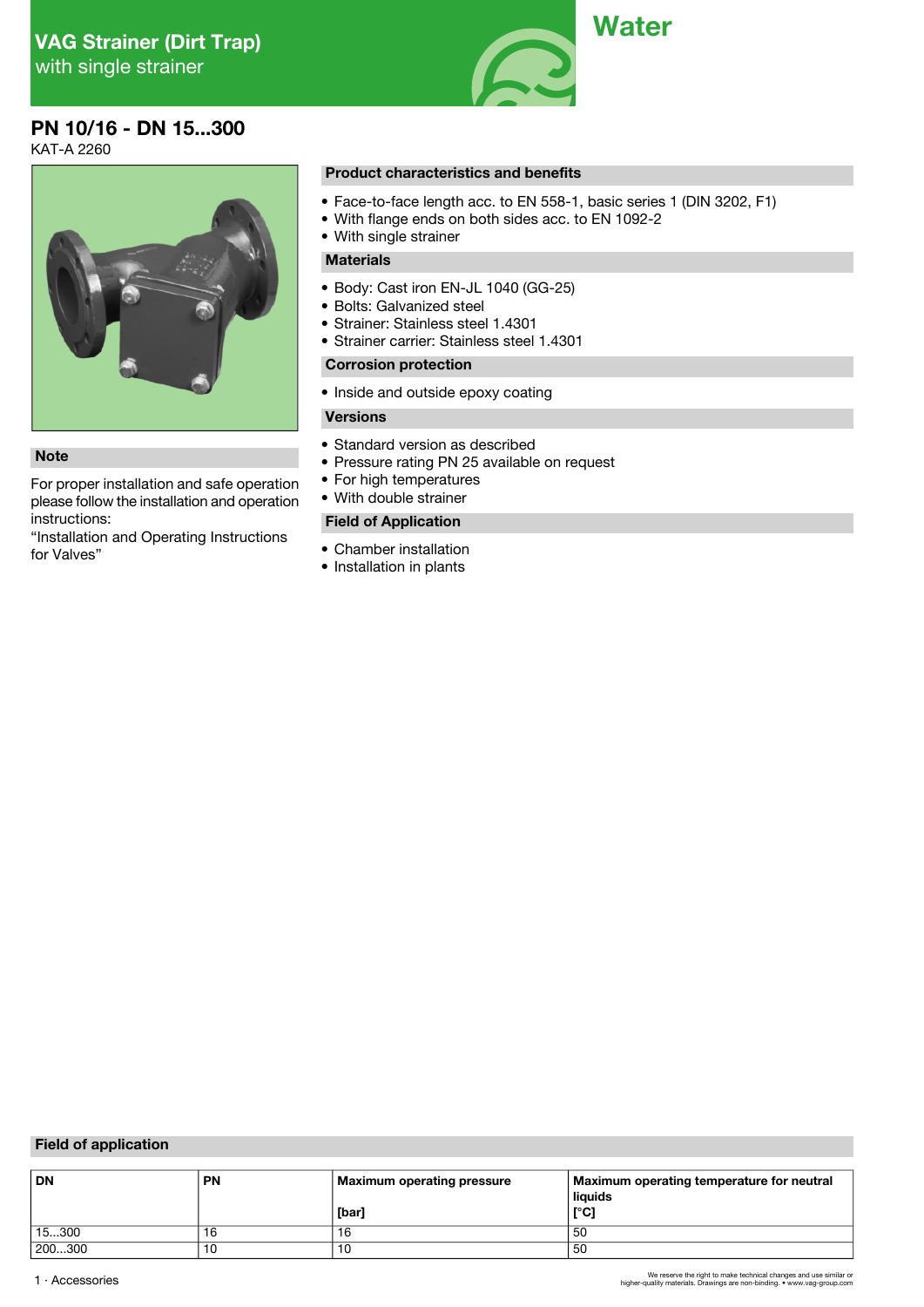# VAG Strainer (Dirt Trap)
with single strainer

Water

## PN 10/16 - DN 15...300

KAT-A 2260

### Note

For proper installation and safe operation please follow the installation and operation instructions:
"Installation and Operating Instructions for Valves"

### Product characteristics and benefits

- Face-to-face length acc. to EN 558-1, basic series 1 (DIN 3202, F1)
- With flange ends on both sides acc. to EN 1092-2
- With single strainer

### Materials

- Body: Cast iron EN-JL 1040 (GG-25)
- Bolts: Galvanized steel
- Strainer: Stainless steel 1.4301
- Strainer carrier: Stainless steel 1.4301

### Corrosion protection

- Inside and outside epoxy coating

### Versions

- Standard version as described
- Pressure rating PN 25 available on request
- For high temperatures
- With double strainer

### Field of Application

- Chamber installation
- Installation in plants

### Field of application

| DN | PN | Maximum operating pressure [bar] | Maximum operating temperature for neutral liquids [°C] |
|---|---|---|---|
| 15...300 | 16 | 16 | 50 |
| 200...300 | 10 | 10 | 50 |

1 · Accessories

We reserve the right to make technical changes and use similar or higher-quality materials. Drawings are non-binding. • www.vag-group.com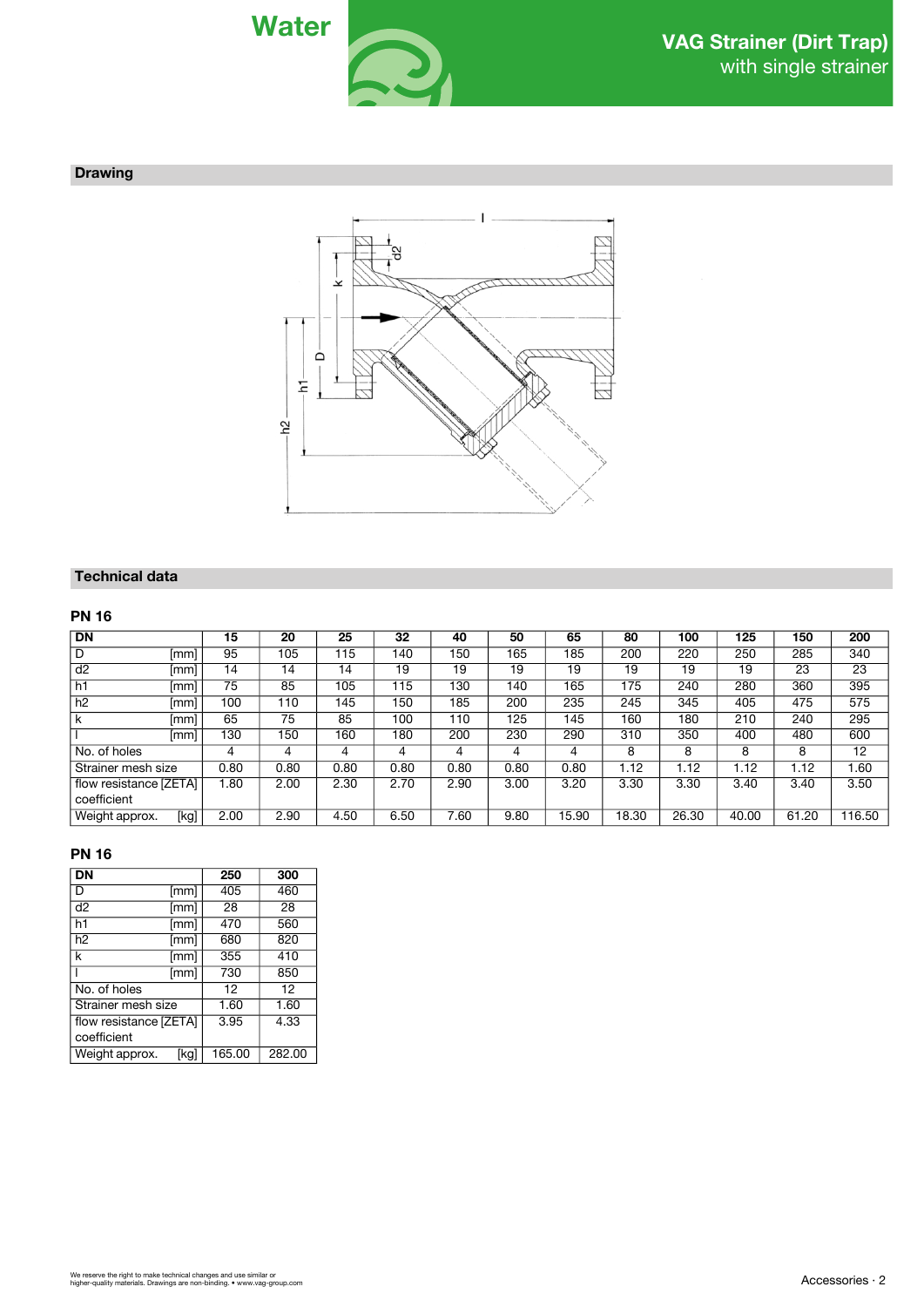## Drawing

## Technical data

### PN 16

| DN | 15 | 20 | 25 | 32 | 40 | 50 | 65 | 80 | 100 | 125 | 150 | 200 |
|---|---|---|---|---|---|---|---|---|---|---|---|---|
| D [mm] | 95 | 105 | 115 | 140 | 150 | 165 | 185 | 200 | 220 | 250 | 285 | 340 |
| d2 [mm] | 14 | 14 | 14 | 19 | 19 | 19 | 19 | 19 | 19 | 19 | 23 | 23 |
| h1 [mm] | 75 | 85 | 105 | 115 | 130 | 140 | 165 | 175 | 240 | 280 | 360 | 395 |
| h2 [mm] | 100 | 110 | 145 | 150 | 185 | 200 | 235 | 245 | 345 | 405 | 475 | 575 |
| k [mm] | 65 | 75 | 85 | 100 | 110 | 125 | 145 | 160 | 180 | 210 | 240 | 295 |
| l [mm] | 130 | 150 | 160 | 180 | 200 | 230 | 290 | 310 | 350 | 400 | 480 | 600 |
| No. of holes | 4 | 4 | 4 | 4 | 4 | 4 | 4 | 8 | 8 | 8 | 8 | 12 |
| Strainer mesh size | 0.80 | 0.80 | 0.80 | 0.80 | 0.80 | 0.80 | 0.80 | 1.12 | 1.12 | 1.12 | 1.12 | 1.60 |
| flow resistance [ZETA] coefficient | 1.80 | 2.00 | 2.30 | 2.70 | 2.90 | 3.00 | 3.20 | 3.30 | 3.30 | 3.40 | 3.40 | 3.50 |
| Weight approx. [kg] | 2.00 | 2.90 | 4.50 | 6.50 | 7.60 | 9.80 | 15.90 | 18.30 | 26.30 | 40.00 | 61.20 | 116.50 |

### PN 16

| DN | 250 | 300 |
|---|---|---|
| D [mm] | 405 | 460 |
| d2 [mm] | 28 | 28 |
| h1 [mm] | 470 | 560 |
| h2 [mm] | 680 | 820 |
| k [mm] | 355 | 410 |
| l [mm] | 730 | 850 |
| No. of holes | 12 | 12 |
| Strainer mesh size | 1.60 | 1.60 |
| flow resistance [ZETA] coefficient | 3.95 | 4.33 |
| Weight approx. [kg] | 165.00 | 282.00 |

We reserve the right to make technical changes and use similar or higher-quality materials. Drawings are non-binding. • www.vag-group.com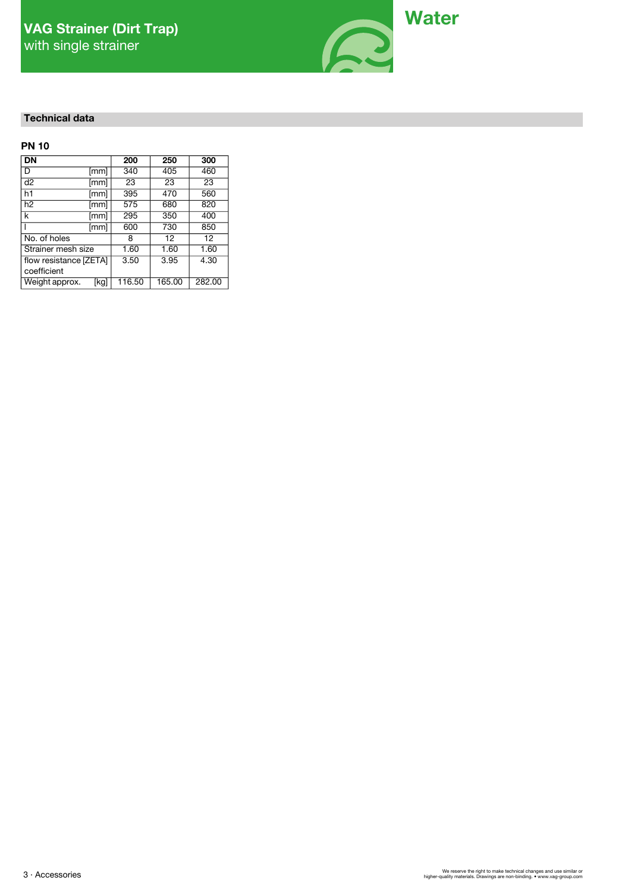# VAG Strainer (Dirt Trap)
with single strainer

**Water**

## Technical data

### PN 10

| DN | | 200 | 250 | 300 |
|---|---|---|---|---|
| D | [mm] | 340 | 405 | 460 |
| d2 | [mm] | 23 | 23 | 23 |
| h1 | [mm] | 395 | 470 | 560 |
| h2 | [mm] | 575 | 680 | 820 |
| k | [mm] | 295 | 350 | 400 |
| l | [mm] | 600 | 730 | 850 |
| No. of holes | | 8 | 12 | 12 |
| Strainer mesh size | | 1.60 | 1.60 | 1.60 |
| flow resistance [ZETA] coefficient | | 3.50 | 3.95 | 4.30 |
| Weight approx. | [kg] | 116.50 | 165.00 | 282.00 |

We reserve the right to make technical changes and use similar or higher-quality materials. Drawings are non-binding. • www.vag-group.com